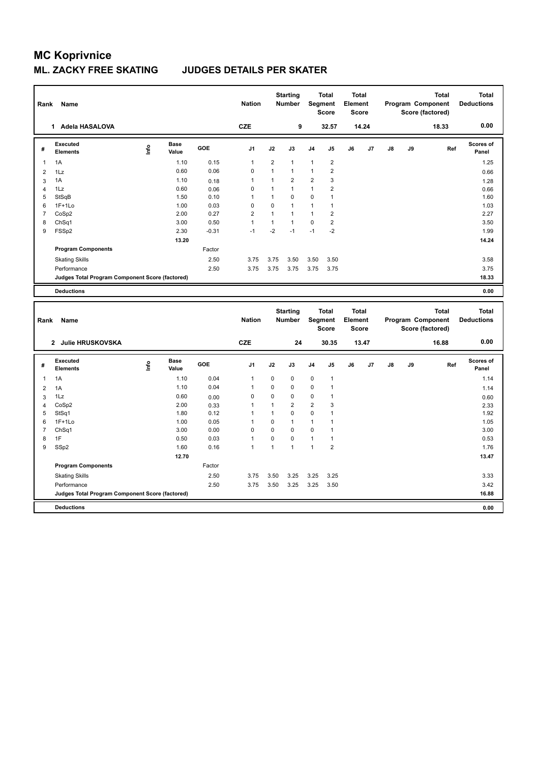# MC Koprivnice

## ML. ZACKY FREE SKATING JUDGES DETAILS PER SKATER

| Rank | Name | Nation | Starting Number | Total Segment Score | Total Element Score | Total Program Component Score (factored) | Total Deductions |
|---|---|---|---|---|---|---|---|
| 1 | Adela HASALOVA | CZE | 9 | 32.57 | 14.24 | 18.33 | 0.00 |

| # | Executed Elements | Info | Base Value | GOE | J1 | J2 | J3 | J4 | J5 | J6 | J7 | J8 | J9 | Ref | Scores of Panel |
|---|---|---|---|---|---|---|---|---|---|---|---|---|---|---|---|
| 1 | 1A | | 1.10 | 0.15 | 1 | 2 | 1 | 1 | 2 | | | | | | 1.25 |
| 2 | 1Lz | | 0.60 | 0.06 | 0 | 1 | 1 | 1 | 2 | | | | | | 0.66 |
| 3 | 1A | | 1.10 | 0.18 | 1 | 1 | 2 | 2 | 3 | | | | | | 1.28 |
| 4 | 1Lz | | 0.60 | 0.06 | 0 | 1 | 1 | 1 | 2 | | | | | | 0.66 |
| 5 | StSqB | | 1.50 | 0.10 | 1 | 1 | 0 | 0 | 1 | | | | | | 1.60 |
| 6 | 1F+1Lo | | 1.00 | 0.03 | 0 | 0 | 1 | 1 | 1 | | | | | | 1.03 |
| 7 | CoSp2 | | 2.00 | 0.27 | 2 | 1 | 1 | 1 | 2 | | | | | | 2.27 |
| 8 | ChSq1 | | 3.00 | 0.50 | 1 | 1 | 1 | 0 | 2 | | | | | | 3.50 |
| 9 | FSSp2 | | 2.30 | -0.31 | -1 | -2 | -1 | -1 | -2 | | | | | | 1.99 |
| | | | 13.20 | | | | | | | | | | | | 14.24 |
| | **Program Components** | | | Factor | | | | | | | | | | | |
| | Skating Skills | | | 2.50 | 3.75 | 3.75 | 3.50 | 3.50 | 3.50 | | | | | | 3.58 |
| | Performance | | | 2.50 | 3.75 | 3.75 | 3.75 | 3.75 | 3.75 | | | | | | 3.75 |
| | **Judges Total Program Component Score (factored)** | | | | | | | | | | | | | | 18.33 |
| | **Deductions** | | | | | | | | | | | | | | 0.00 |

| Rank | Name | Nation | Starting Number | Total Segment Score | Total Element Score | Total Program Component Score (factored) | Total Deductions |
|---|---|---|---|---|---|---|---|
| 2 | Julie HRUSKOVSKA | CZE | 24 | 30.35 | 13.47 | 16.88 | 0.00 |

| # | Executed Elements | Info | Base Value | GOE | J1 | J2 | J3 | J4 | J5 | J6 | J7 | J8 | J9 | Ref | Scores of Panel |
|---|---|---|---|---|---|---|---|---|---|---|---|---|---|---|---|
| 1 | 1A | | 1.10 | 0.04 | 1 | 0 | 0 | 0 | 1 | | | | | | 1.14 |
| 2 | 1A | | 1.10 | 0.04 | 1 | 0 | 0 | 0 | 1 | | | | | | 1.14 |
| 3 | 1Lz | | 0.60 | 0.00 | 0 | 0 | 0 | 0 | 1 | | | | | | 0.60 |
| 4 | CoSp2 | | 2.00 | 0.33 | 1 | 1 | 2 | 2 | 3 | | | | | | 2.33 |
| 5 | StSq1 | | 1.80 | 0.12 | 1 | 1 | 0 | 0 | 1 | | | | | | 1.92 |
| 6 | 1F+1Lo | | 1.00 | 0.05 | 1 | 0 | 1 | 1 | 1 | | | | | | 1.05 |
| 7 | ChSq1 | | 3.00 | 0.00 | 0 | 0 | 0 | 0 | 1 | | | | | | 3.00 |
| 8 | 1F | | 0.50 | 0.03 | 1 | 0 | 0 | 1 | 1 | | | | | | 0.53 |
| 9 | SSp2 | | 1.60 | 0.16 | 1 | 1 | 1 | 1 | 2 | | | | | | 1.76 |
| | | | 12.70 | | | | | | | | | | | | 13.47 |
| | **Program Components** | | | Factor | | | | | | | | | | | |
| | Skating Skills | | | 2.50 | 3.75 | 3.50 | 3.25 | 3.25 | 3.25 | | | | | | 3.33 |
| | Performance | | | 2.50 | 3.75 | 3.50 | 3.25 | 3.25 | 3.50 | | | | | | 3.42 |
| | **Judges Total Program Component Score (factored)** | | | | | | | | | | | | | | 16.88 |
| | **Deductions** | | | | | | | | | | | | | | 0.00 |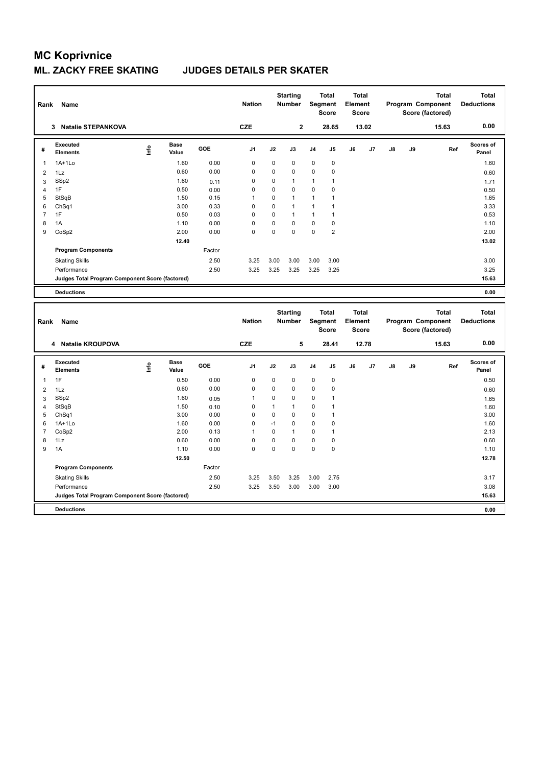# MC Koprivnice

## ML. ZACKY FREE SKATING JUDGES DETAILS PER SKATER

| Rank | Name | Nation | Starting Number | Total Segment Score | Total Element Score | Total Program Component Score (factored) | Total Deductions |
|---|---|---|---|---|---|---|---|
| 3 | Natalie STEPANKOVA | CZE | 2 | 28.65 | 13.02 | 15.63 | 0.00 |

| # | Executed Elements | Info | Base Value | GOE | J1 | J2 | J3 | J4 | J5 | J6 | J7 | J8 | J9 | Ref | Scores of Panel |
|---|---|---|---|---|---|---|---|---|---|---|---|---|---|---|---|
| 1 | 1A+1Lo | | 1.60 | 0.00 | 0 | 0 | 0 | 0 | 0 | | | | | | 1.60 |
| 2 | 1Lz | | 0.60 | 0.00 | 0 | 0 | 0 | 0 | 0 | | | | | | 0.60 |
| 3 | SSp2 | | 1.60 | 0.11 | 0 | 0 | 1 | 1 | 1 | | | | | | 1.71 |
| 4 | 1F | | 0.50 | 0.00 | 0 | 0 | 0 | 0 | 0 | | | | | | 0.50 |
| 5 | StSqB | | 1.50 | 0.15 | 1 | 0 | 1 | 1 | 1 | | | | | | 1.65 |
| 6 | ChSq1 | | 3.00 | 0.33 | 0 | 0 | 1 | 1 | 1 | | | | | | 3.33 |
| 7 | 1F | | 0.50 | 0.03 | 0 | 0 | 1 | 1 | 1 | | | | | | 0.53 |
| 8 | 1A | | 1.10 | 0.00 | 0 | 0 | 0 | 0 | 0 | | | | | | 1.10 |
| 9 | CoSp2 | | 2.00 | 0.00 | 0 | 0 | 0 | 0 | 2 | | | | | | 2.00 |
| | | | 12.40 | | | | | | | | | | | | 13.02 |
| | **Program Components** | | | Factor | | | | | | | | | | | |
| | Skating Skills | | | 2.50 | 3.25 | 3.00 | 3.00 | 3.00 | 3.00 | | | | | | 3.00 |
| | Performance | | | 2.50 | 3.25 | 3.25 | 3.25 | 3.25 | 3.25 | | | | | | 3.25 |
| | **Judges Total Program Component Score (factored)** | | | | | | | | | | | | | | 15.63 |
| | **Deductions** | | | | | | | | | | | | | | 0.00 |

| Rank | Name | Nation | Starting Number | Total Segment Score | Total Element Score | Total Program Component Score (factored) | Total Deductions |
|---|---|---|---|---|---|---|---|
| 4 | Natalie KROUPOVA | CZE | 5 | 28.41 | 12.78 | 15.63 | 0.00 |

| # | Executed Elements | Info | Base Value | GOE | J1 | J2 | J3 | J4 | J5 | J6 | J7 | J8 | J9 | Ref | Scores of Panel |
|---|---|---|---|---|---|---|---|---|---|---|---|---|---|---|---|
| 1 | 1F | | 0.50 | 0.00 | 0 | 0 | 0 | 0 | 0 | | | | | | 0.50 |
| 2 | 1Lz | | 0.60 | 0.00 | 0 | 0 | 0 | 0 | 0 | | | | | | 0.60 |
| 3 | SSp2 | | 1.60 | 0.05 | 1 | 0 | 0 | 0 | 1 | | | | | | 1.65 |
| 4 | StSqB | | 1.50 | 0.10 | 0 | 1 | 1 | 0 | 1 | | | | | | 1.60 |
| 5 | ChSq1 | | 3.00 | 0.00 | 0 | 0 | 0 | 0 | 1 | | | | | | 3.00 |
| 6 | 1A+1Lo | | 1.60 | 0.00 | 0 | -1 | 0 | 0 | 0 | | | | | | 1.60 |
| 7 | CoSp2 | | 2.00 | 0.13 | 1 | 0 | 1 | 0 | 1 | | | | | | 2.13 |
| 8 | 1Lz | | 0.60 | 0.00 | 0 | 0 | 0 | 0 | 0 | | | | | | 0.60 |
| 9 | 1A | | 1.10 | 0.00 | 0 | 0 | 0 | 0 | 0 | | | | | | 1.10 |
| | | | 12.50 | | | | | | | | | | | | 12.78 |
| | **Program Components** | | | Factor | | | | | | | | | | | |
| | Skating Skills | | | 2.50 | 3.25 | 3.50 | 3.25 | 3.00 | 2.75 | | | | | | 3.17 |
| | Performance | | | 2.50 | 3.25 | 3.50 | 3.00 | 3.00 | 3.00 | | | | | | 3.08 |
| | **Judges Total Program Component Score (factored)** | | | | | | | | | | | | | | 15.63 |
| | **Deductions** | | | | | | | | | | | | | | 0.00 |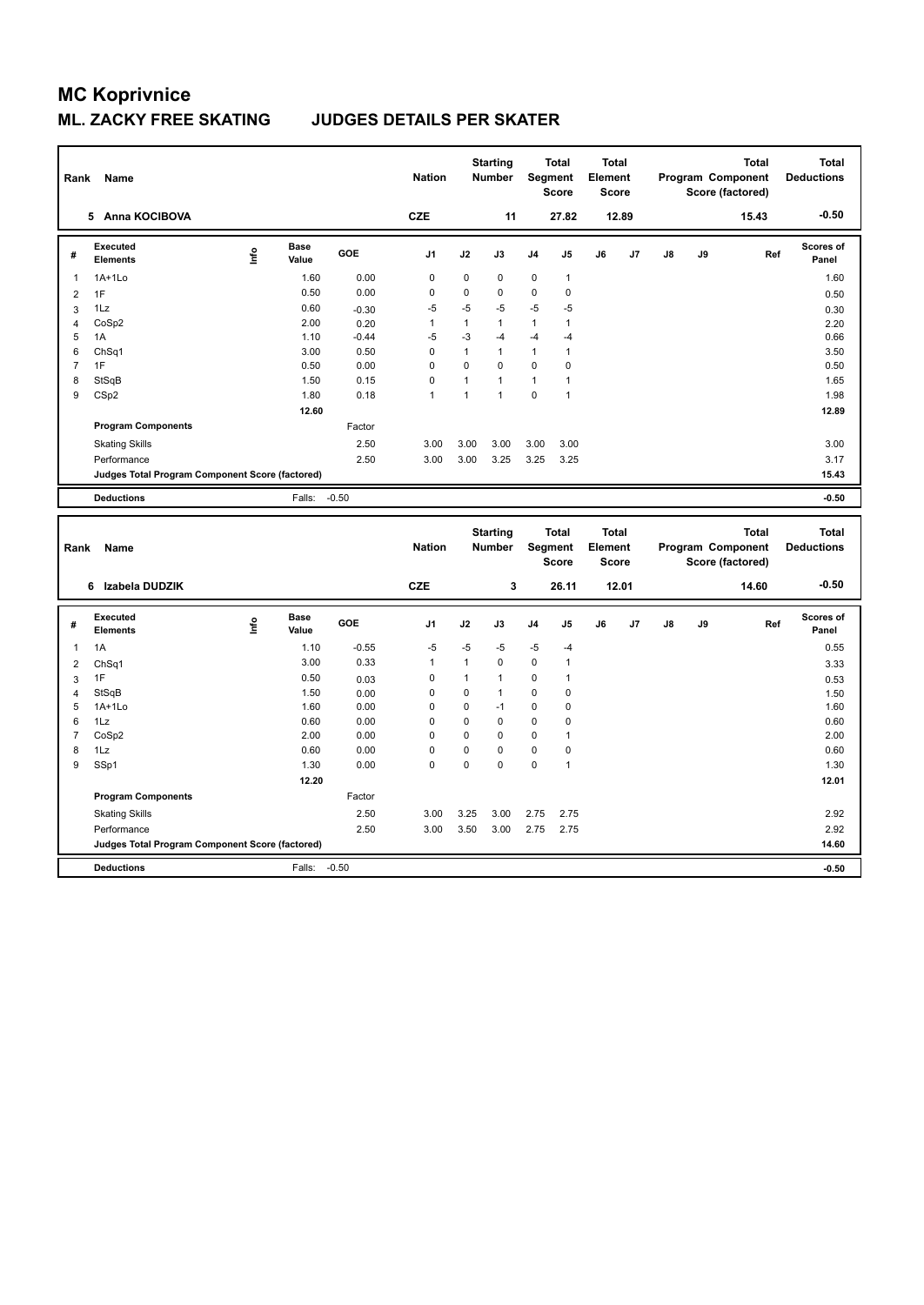# MC Koprivnice

## ML. ZACKY FREE SKATING JUDGES DETAILS PER SKATER

| Rank | Name | Nation | Starting Number | Total Segment Score | Total Element Score | Total Program Component Score (factored) | Total Deductions |
|---|---|---|---|---|---|---|---|
| 5 | Anna KOCIBOVA | CZE | 11 | 27.82 | 12.89 | 15.43 | -0.50 |

| # | Executed Elements | Info | Base Value | GOE | J1 | J2 | J3 | J4 | J5 | J6 | J7 | J8 | J9 | Ref | Scores of Panel |
|---|---|---|---|---|---|---|---|---|---|---|---|---|---|---|---|
| 1 | 1A+1Lo | | 1.60 | 0.00 | 0 | 0 | 0 | 0 | 1 | | | | | | 1.60 |
| 2 | 1F | | 0.50 | 0.00 | 0 | 0 | 0 | 0 | 0 | | | | | | 0.50 |
| 3 | 1Lz | | 0.60 | -0.30 | -5 | -5 | -5 | -5 | -5 | | | | | | 0.30 |
| 4 | CoSp2 | | 2.00 | 0.20 | 1 | 1 | 1 | 1 | 1 | | | | | | 2.20 |
| 5 | 1A | | 1.10 | -0.44 | -5 | -3 | -4 | -4 | -4 | | | | | | 0.66 |
| 6 | ChSq1 | | 3.00 | 0.50 | 0 | 1 | 1 | 1 | 1 | | | | | | 3.50 |
| 7 | 1F | | 0.50 | 0.00 | 0 | 0 | 0 | 0 | 0 | | | | | | 0.50 |
| 8 | StSqB | | 1.50 | 0.15 | 0 | 1 | 1 | 1 | 1 | | | | | | 1.65 |
| 9 | CSp2 | | 1.80 | 0.18 | 1 | 1 | 1 | 0 | 1 | | | | | | 1.98 |
| | | | 12.60 | | | | | | | | | | | | 12.89 |
| | **Program Components** | | | Factor | | | | | | | | | | | |
| | Skating Skills | | | 2.50 | 3.00 | 3.00 | 3.00 | 3.00 | 3.00 | | | | | | 3.00 |
| | Performance | | | 2.50 | 3.00 | 3.00 | 3.25 | 3.25 | 3.25 | | | | | | 3.17 |
| | **Judges Total Program Component Score (factored)** | | | | | | | | | | | | | | 15.43 |
| | **Deductions** | | Falls: | -0.50 | | | | | | | | | | | -0.50 |

| Rank | Name | Nation | Starting Number | Total Segment Score | Total Element Score | Total Program Component Score (factored) | Total Deductions |
|---|---|---|---|---|---|---|---|
| 6 | Izabela DUDZIK | CZE | 3 | 26.11 | 12.01 | 14.60 | -0.50 |

| # | Executed Elements | Info | Base Value | GOE | J1 | J2 | J3 | J4 | J5 | J6 | J7 | J8 | J9 | Ref | Scores of Panel |
|---|---|---|---|---|---|---|---|---|---|---|---|---|---|---|---|
| 1 | 1A | | 1.10 | -0.55 | -5 | -5 | -5 | -5 | -4 | | | | | | 0.55 |
| 2 | ChSq1 | | 3.00 | 0.33 | 1 | 1 | 0 | 0 | 1 | | | | | | 3.33 |
| 3 | 1F | | 0.50 | 0.03 | 0 | 1 | 1 | 0 | 1 | | | | | | 0.53 |
| 4 | StSqB | | 1.50 | 0.00 | 0 | 0 | 1 | 0 | 0 | | | | | | 1.50 |
| 5 | 1A+1Lo | | 1.60 | 0.00 | 0 | 0 | -1 | 0 | 0 | | | | | | 1.60 |
| 6 | 1Lz | | 0.60 | 0.00 | 0 | 0 | 0 | 0 | 0 | | | | | | 0.60 |
| 7 | CoSp2 | | 2.00 | 0.00 | 0 | 0 | 0 | 0 | 1 | | | | | | 2.00 |
| 8 | 1Lz | | 0.60 | 0.00 | 0 | 0 | 0 | 0 | 0 | | | | | | 0.60 |
| 9 | SSp1 | | 1.30 | 0.00 | 0 | 0 | 0 | 0 | 1 | | | | | | 1.30 |
| | | | 12.20 | | | | | | | | | | | | 12.01 |
| | **Program Components** | | | Factor | | | | | | | | | | | |
| | Skating Skills | | | 2.50 | 3.00 | 3.25 | 3.00 | 2.75 | 2.75 | | | | | | 2.92 |
| | Performance | | | 2.50 | 3.00 | 3.50 | 3.00 | 2.75 | 2.75 | | | | | | 2.92 |
| | **Judges Total Program Component Score (factored)** | | | | | | | | | | | | | | 14.60 |
| | **Deductions** | | Falls: | -0.50 | | | | | | | | | | | -0.50 |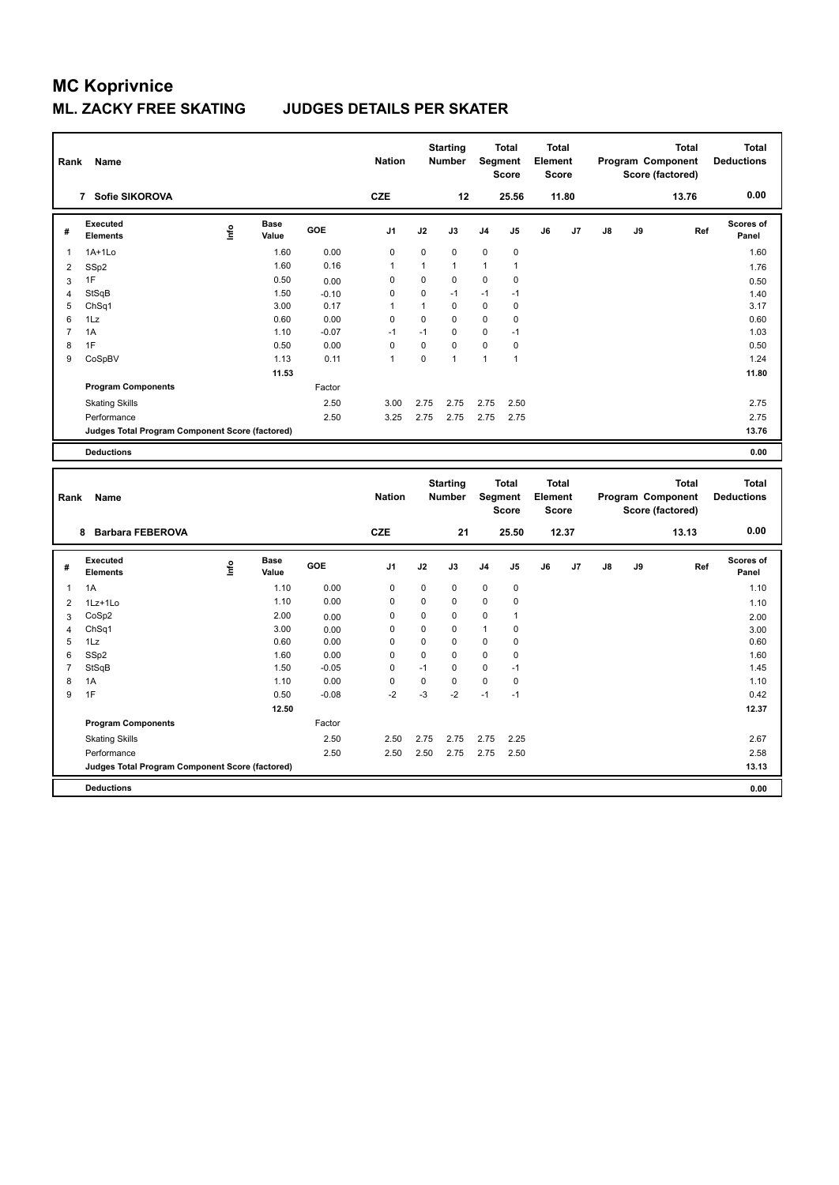# MC Koprivnice

## ML. ZACKY FREE SKATING JUDGES DETAILS PER SKATER

| Rank | Name | Nation | Starting Number | Total Segment Score | Total Element Score | Total Program Component Score (factored) | Total Deductions |
|---|---|---|---|---|---|---|---|
| 7 | Sofie SIKOROVA | CZE | 12 | 25.56 | 11.80 | 13.76 | 0.00 |

| # | Executed Elements | Info | Base Value | GOE | J1 | J2 | J3 | J4 | J5 | J6 | J7 | J8 | J9 | Ref | Scores of Panel |
|---|---|---|---|---|---|---|---|---|---|---|---|---|---|---|---|
| 1 | 1A+1Lo | | 1.60 | 0.00 | 0 | 0 | 0 | 0 | 0 | | | | | | 1.60 |
| 2 | SSp2 | | 1.60 | 0.16 | 1 | 1 | 1 | 1 | 1 | | | | | | 1.76 |
| 3 | 1F | | 0.50 | 0.00 | 0 | 0 | 0 | 0 | 0 | | | | | | 0.50 |
| 4 | StSqB | | 1.50 | -0.10 | 0 | 0 | -1 | -1 | -1 | | | | | | 1.40 |
| 5 | ChSq1 | | 3.00 | 0.17 | 1 | 1 | 0 | 0 | 0 | | | | | | 3.17 |
| 6 | 1Lz | | 0.60 | 0.00 | 0 | 0 | 0 | 0 | 0 | | | | | | 0.60 |
| 7 | 1A | | 1.10 | -0.07 | -1 | -1 | 0 | 0 | -1 | | | | | | 1.03 |
| 8 | 1F | | 0.50 | 0.00 | 0 | 0 | 0 | 0 | 0 | | | | | | 0.50 |
| 9 | CoSpBV | | 1.13 | 0.11 | 1 | 0 | 1 | 1 | 1 | | | | | | 1.24 |
| | | | 11.53 | | | | | | | | | | | | 11.80 |
| | **Program Components** | | | Factor | | | | | | | | | | | |
| | Skating Skills | | | 2.50 | 3.00 | 2.75 | 2.75 | 2.75 | 2.50 | | | | | | 2.75 |
| | Performance | | | 2.50 | 3.25 | 2.75 | 2.75 | 2.75 | 2.75 | | | | | | 2.75 |
| | **Judges Total Program Component Score (factored)** | | | | | | | | | | | | | | 13.76 |
| | **Deductions** | | | | | | | | | | | | | | 0.00 |

| Rank | Name | Nation | Starting Number | Total Segment Score | Total Element Score | Total Program Component Score (factored) | Total Deductions |
|---|---|---|---|---|---|---|---|
| 8 | Barbara FEBEROVA | CZE | 21 | 25.50 | 12.37 | 13.13 | 0.00 |

| # | Executed Elements | Info | Base Value | GOE | J1 | J2 | J3 | J4 | J5 | J6 | J7 | J8 | J9 | Ref | Scores of Panel |
|---|---|---|---|---|---|---|---|---|---|---|---|---|---|---|---|
| 1 | 1A | | 1.10 | 0.00 | 0 | 0 | 0 | 0 | 0 | | | | | | 1.10 |
| 2 | 1Lz+1Lo | | 1.10 | 0.00 | 0 | 0 | 0 | 0 | 0 | | | | | | 1.10 |
| 3 | CoSp2 | | 2.00 | 0.00 | 0 | 0 | 0 | 0 | 1 | | | | | | 2.00 |
| 4 | ChSq1 | | 3.00 | 0.00 | 0 | 0 | 0 | 1 | 0 | | | | | | 3.00 |
| 5 | 1Lz | | 0.60 | 0.00 | 0 | 0 | 0 | 0 | 0 | | | | | | 0.60 |
| 6 | SSp2 | | 1.60 | 0.00 | 0 | 0 | 0 | 0 | 0 | | | | | | 1.60 |
| 7 | StSqB | | 1.50 | -0.05 | 0 | -1 | 0 | 0 | -1 | | | | | | 1.45 |
| 8 | 1A | | 1.10 | 0.00 | 0 | 0 | 0 | 0 | 0 | | | | | | 1.10 |
| 9 | 1F | | 0.50 | -0.08 | -2 | -3 | -2 | -1 | -1 | | | | | | 0.42 |
| | | | 12.50 | | | | | | | | | | | | 12.37 |
| | **Program Components** | | | Factor | | | | | | | | | | | |
| | Skating Skills | | | 2.50 | 2.50 | 2.75 | 2.75 | 2.75 | 2.25 | | | | | | 2.67 |
| | Performance | | | 2.50 | 2.50 | 2.50 | 2.75 | 2.75 | 2.50 | | | | | | 2.58 |
| | **Judges Total Program Component Score (factored)** | | | | | | | | | | | | | | 13.13 |
| | **Deductions** | | | | | | | | | | | | | | 0.00 |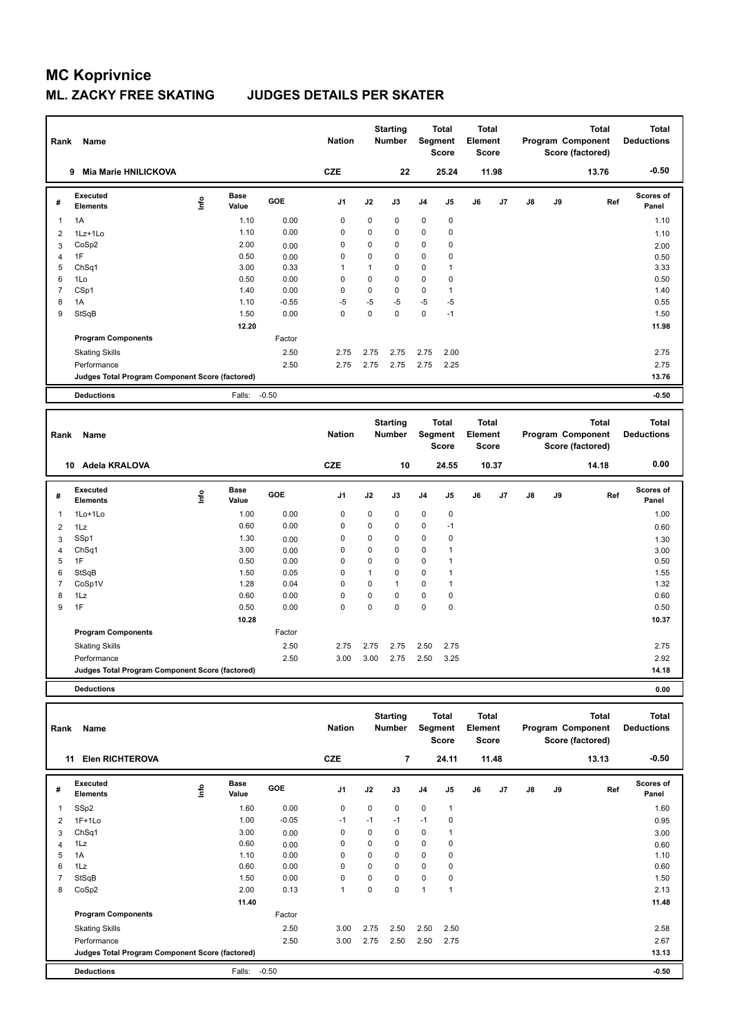# MC Koprivnice

## ML. ZACKY FREE SKATING JUDGES DETAILS PER SKATER

| Rank | Name | Nation | Starting Number | Total Segment Score | Total Element Score | Total Program Component Score (factored) | Total Deductions |
|---|---|---|---|---|---|---|---|
| 9 | Mia Marie HNILICKOVA | CZE | 22 | 25.24 | 11.98 | 13.76 | -0.50 |

| # | Executed Elements | Info | Base Value | GOE | J1 | J2 | J3 | J4 | J5 | J6 | J7 | J8 | J9 | Ref | Scores of Panel |
|---|---|---|---|---|---|---|---|---|---|---|---|---|---|---|---|
| 1 | 1A | | 1.10 | 0.00 | 0 | 0 | 0 | 0 | 0 | | | | | | 1.10 |
| 2 | 1Lz+1Lo | | 1.10 | 0.00 | 0 | 0 | 0 | 0 | 0 | | | | | | 1.10 |
| 3 | CoSp2 | | 2.00 | 0.00 | 0 | 0 | 0 | 0 | 0 | | | | | | 2.00 |
| 4 | 1F | | 0.50 | 0.00 | 0 | 0 | 0 | 0 | 0 | | | | | | 0.50 |
| 5 | ChSq1 | | 3.00 | 0.33 | 1 | 1 | 0 | 0 | 1 | | | | | | 3.33 |
| 6 | 1Lo | | 0.50 | 0.00 | 0 | 0 | 0 | 0 | 0 | | | | | | 0.50 |
| 7 | CSp1 | | 1.40 | 0.00 | 0 | 0 | 0 | 0 | 1 | | | | | | 1.40 |
| 8 | 1A | | 1.10 | -0.55 | -5 | -5 | -5 | -5 | -5 | | | | | | 0.55 |
| 9 | StSqB | | 1.50 | 0.00 | 0 | 0 | 0 | 0 | -1 | | | | | | 1.50 |
| | | | 12.20 | | | | | | | | | | | | 11.98 |
| | **Program Components** | | | Factor | | | | | | | | | | | |
| | Skating Skills | | | 2.50 | 2.75 | 2.75 | 2.75 | 2.75 | 2.00 | | | | | | 2.75 |
| | Performance | | | 2.50 | 2.75 | 2.75 | 2.75 | 2.75 | 2.25 | | | | | | 2.75 |
| | **Judges Total Program Component Score (factored)** | | | | | | | | | | | | | | 13.76 |
| | **Deductions** | | Falls: | -0.50 | | | | | | | | | | | -0.50 |

| Rank | Name | Nation | Starting Number | Total Segment Score | Total Element Score | Total Program Component Score (factored) | Total Deductions |
|---|---|---|---|---|---|---|---|
| 10 | Adela KRALOVA | CZE | 10 | 24.55 | 10.37 | 14.18 | 0.00 |

| # | Executed Elements | Info | Base Value | GOE | J1 | J2 | J3 | J4 | J5 | J6 | J7 | J8 | J9 | Ref | Scores of Panel |
|---|---|---|---|---|---|---|---|---|---|---|---|---|---|---|---|
| 1 | 1Lo+1Lo | | 1.00 | 0.00 | 0 | 0 | 0 | 0 | 0 | | | | | | 1.00 |
| 2 | 1Lz | | 0.60 | 0.00 | 0 | 0 | 0 | 0 | -1 | | | | | | 0.60 |
| 3 | SSp1 | | 1.30 | 0.00 | 0 | 0 | 0 | 0 | 0 | | | | | | 1.30 |
| 4 | ChSq1 | | 3.00 | 0.00 | 0 | 0 | 0 | 0 | 1 | | | | | | 3.00 |
| 5 | 1F | | 0.50 | 0.00 | 0 | 0 | 0 | 0 | 1 | | | | | | 0.50 |
| 6 | StSqB | | 1.50 | 0.05 | 0 | 1 | 0 | 0 | 1 | | | | | | 1.55 |
| 7 | CoSp1V | | 1.28 | 0.04 | 0 | 0 | 1 | 0 | 1 | | | | | | 1.32 |
| 8 | 1Lz | | 0.60 | 0.00 | 0 | 0 | 0 | 0 | 0 | | | | | | 0.60 |
| 9 | 1F | | 0.50 | 0.00 | 0 | 0 | 0 | 0 | 0 | | | | | | 0.50 |
| | | | 10.28 | | | | | | | | | | | | 10.37 |
| | **Program Components** | | | Factor | | | | | | | | | | | |
| | Skating Skills | | | 2.50 | 2.75 | 2.75 | 2.75 | 2.50 | 2.75 | | | | | | 2.75 |
| | Performance | | | 2.50 | 3.00 | 3.00 | 2.75 | 2.50 | 3.25 | | | | | | 2.92 |
| | **Judges Total Program Component Score (factored)** | | | | | | | | | | | | | | 14.18 |
| | **Deductions** | | | | | | | | | | | | | | 0.00 |

| Rank | Name | Nation | Starting Number | Total Segment Score | Total Element Score | Total Program Component Score (factored) | Total Deductions |
|---|---|---|---|---|---|---|---|
| 11 | Elen RICHTEROVA | CZE | 7 | 24.11 | 11.48 | 13.13 | -0.50 |

| # | Executed Elements | Info | Base Value | GOE | J1 | J2 | J3 | J4 | J5 | J6 | J7 | J8 | J9 | Ref | Scores of Panel |
|---|---|---|---|---|---|---|---|---|---|---|---|---|---|---|---|
| 1 | SSp2 | | 1.60 | 0.00 | 0 | 0 | 0 | 0 | 1 | | | | | | 1.60 |
| 2 | 1F+1Lo | | 1.00 | -0.05 | -1 | -1 | -1 | -1 | 0 | | | | | | 0.95 |
| 3 | ChSq1 | | 3.00 | 0.00 | 0 | 0 | 0 | 0 | 1 | | | | | | 3.00 |
| 4 | 1Lz | | 0.60 | 0.00 | 0 | 0 | 0 | 0 | 0 | | | | | | 0.60 |
| 5 | 1A | | 1.10 | 0.00 | 0 | 0 | 0 | 0 | 0 | | | | | | 1.10 |
| 6 | 1Lz | | 0.60 | 0.00 | 0 | 0 | 0 | 0 | 0 | | | | | | 0.60 |
| 7 | StSqB | | 1.50 | 0.00 | 0 | 0 | 0 | 0 | 0 | | | | | | 1.50 |
| 8 | CoSp2 | | 2.00 | 0.13 | 1 | 0 | 0 | 1 | 1 | | | | | | 2.13 |
| | | | 11.40 | | | | | | | | | | | | 11.48 |
| | **Program Components** | | | Factor | | | | | | | | | | | |
| | Skating Skills | | | 2.50 | 3.00 | 2.75 | 2.50 | 2.50 | 2.50 | | | | | | 2.58 |
| | Performance | | | 2.50 | 3.00 | 2.75 | 2.50 | 2.50 | 2.75 | | | | | | 2.67 |
| | **Judges Total Program Component Score (factored)** | | | | | | | | | | | | | | 13.13 |
| | **Deductions** | | Falls: | -0.50 | | | | | | | | | | | -0.50 |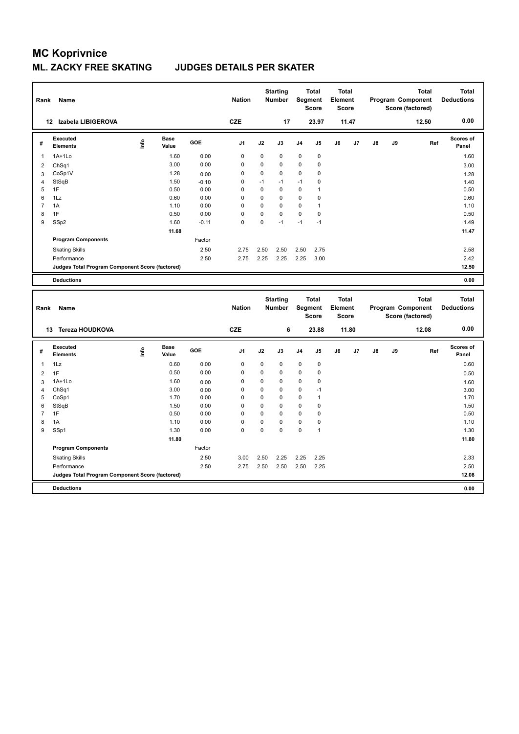# MC Koprivnice

## ML. ZACKY FREE SKATING JUDGES DETAILS PER SKATER

| Rank | Name | Nation | Starting Number | Total Segment Score | Total Element Score | Total Program Component Score (factored) | Total Deductions |
|---|---|---|---|---|---|---|---|
| 12 | Izabela LIBIGEROVA | CZE | 17 | 23.97 | 11.47 | 12.50 | 0.00 |

| # | Executed Elements | Info | Base Value | GOE | J1 | J2 | J3 | J4 | J5 | J6 | J7 | J8 | J9 | Ref | Scores of Panel |
|---|---|---|---|---|---|---|---|---|---|---|---|---|---|---|---|
| 1 | 1A+1Lo | | 1.60 | 0.00 | 0 | 0 | 0 | 0 | 0 | | | | | | 1.60 |
| 2 | ChSq1 | | 3.00 | 0.00 | 0 | 0 | 0 | 0 | 0 | | | | | | 3.00 |
| 3 | CoSp1V | | 1.28 | 0.00 | 0 | 0 | 0 | 0 | 0 | | | | | | 1.28 |
| 4 | StSqB | | 1.50 | -0.10 | 0 | -1 | -1 | -1 | 0 | | | | | | 1.40 |
| 5 | 1F | | 0.50 | 0.00 | 0 | 0 | 0 | 0 | 1 | | | | | | 0.50 |
| 6 | 1Lz | | 0.60 | 0.00 | 0 | 0 | 0 | 0 | 0 | | | | | | 0.60 |
| 7 | 1A | | 1.10 | 0.00 | 0 | 0 | 0 | 0 | 1 | | | | | | 1.10 |
| 8 | 1F | | 0.50 | 0.00 | 0 | 0 | 0 | 0 | 0 | | | | | | 0.50 |
| 9 | SSp2 | | 1.60 | -0.11 | 0 | 0 | -1 | -1 | -1 | | | | | | 1.49 |
| | | | 11.68 | | | | | | | | | | | | 11.47 |
| | **Program Components** | | | Factor | | | | | | | | | | | |
| | Skating Skills | | | 2.50 | 2.75 | 2.50 | 2.50 | 2.50 | 2.75 | | | | | | 2.58 |
| | Performance | | | 2.50 | 2.75 | 2.25 | 2.25 | 2.25 | 3.00 | | | | | | 2.42 |
| | **Judges Total Program Component Score (factored)** | | | | | | | | | | | | | | 12.50 |
| | **Deductions** | | | | | | | | | | | | | | 0.00 |

| Rank | Name | Nation | Starting Number | Total Segment Score | Total Element Score | Total Program Component Score (factored) | Total Deductions |
|---|---|---|---|---|---|---|---|
| 13 | Tereza HOUDKOVA | CZE | 6 | 23.88 | 11.80 | 12.08 | 0.00 |

| # | Executed Elements | Info | Base Value | GOE | J1 | J2 | J3 | J4 | J5 | J6 | J7 | J8 | J9 | Ref | Scores of Panel |
|---|---|---|---|---|---|---|---|---|---|---|---|---|---|---|---|
| 1 | 1Lz | | 0.60 | 0.00 | 0 | 0 | 0 | 0 | 0 | | | | | | 0.60 |
| 2 | 1F | | 0.50 | 0.00 | 0 | 0 | 0 | 0 | 0 | | | | | | 0.50 |
| 3 | 1A+1Lo | | 1.60 | 0.00 | 0 | 0 | 0 | 0 | 0 | | | | | | 1.60 |
| 4 | ChSq1 | | 3.00 | 0.00 | 0 | 0 | 0 | 0 | -1 | | | | | | 3.00 |
| 5 | CoSp1 | | 1.70 | 0.00 | 0 | 0 | 0 | 0 | 1 | | | | | | 1.70 |
| 6 | StSqB | | 1.50 | 0.00 | 0 | 0 | 0 | 0 | 0 | | | | | | 1.50 |
| 7 | 1F | | 0.50 | 0.00 | 0 | 0 | 0 | 0 | 0 | | | | | | 0.50 |
| 8 | 1A | | 1.10 | 0.00 | 0 | 0 | 0 | 0 | 0 | | | | | | 1.10 |
| 9 | SSp1 | | 1.30 | 0.00 | 0 | 0 | 0 | 0 | 1 | | | | | | 1.30 |
| | | | 11.80 | | | | | | | | | | | | 11.80 |
| | **Program Components** | | | Factor | | | | | | | | | | | |
| | Skating Skills | | | 2.50 | 3.00 | 2.50 | 2.25 | 2.25 | 2.25 | | | | | | 2.33 |
| | Performance | | | 2.50 | 2.75 | 2.50 | 2.50 | 2.50 | 2.25 | | | | | | 2.50 |
| | **Judges Total Program Component Score (factored)** | | | | | | | | | | | | | | 12.08 |
| | **Deductions** | | | | | | | | | | | | | | 0.00 |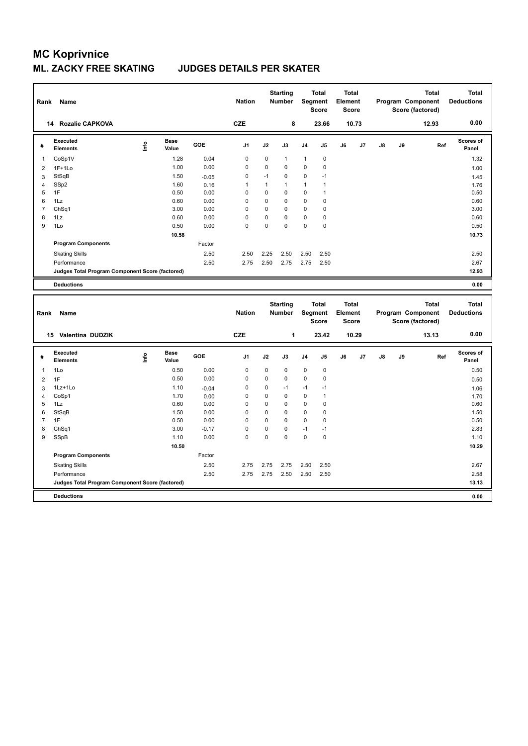# MC Koprivnice

## ML. ZACKY FREE SKATING JUDGES DETAILS PER SKATER

| Rank | Name | Nation | Starting Number | Total Segment Score | Total Element Score | Total Program Component Score (factored) | Total Deductions |
|---|---|---|---|---|---|---|---|
| 14 | Rozalie CAPKOVA | CZE | 8 | 23.66 | 10.73 | 12.93 | 0.00 |

| # | Executed Elements | Info | Base Value | GOE | J1 | J2 | J3 | J4 | J5 | J6 | J7 | J8 | J9 | Ref | Scores of Panel |
|---|---|---|---|---|---|---|---|---|---|---|---|---|---|---|---|
| 1 | CoSp1V | | 1.28 | 0.04 | 0 | 0 | 1 | 1 | 0 | | | | | | 1.32 |
| 2 | 1F+1Lo | | 1.00 | 0.00 | 0 | 0 | 0 | 0 | 0 | | | | | | 1.00 |
| 3 | StSqB | | 1.50 | -0.05 | 0 | -1 | 0 | 0 | -1 | | | | | | 1.45 |
| 4 | SSp2 | | 1.60 | 0.16 | 1 | 1 | 1 | 1 | 1 | | | | | | 1.76 |
| 5 | 1F | | 0.50 | 0.00 | 0 | 0 | 0 | 0 | 1 | | | | | | 0.50 |
| 6 | 1Lz | | 0.60 | 0.00 | 0 | 0 | 0 | 0 | 0 | | | | | | 0.60 |
| 7 | ChSq1 | | 3.00 | 0.00 | 0 | 0 | 0 | 0 | 0 | | | | | | 3.00 |
| 8 | 1Lz | | 0.60 | 0.00 | 0 | 0 | 0 | 0 | 0 | | | | | | 0.60 |
| 9 | 1Lo | | 0.50 | 0.00 | 0 | 0 | 0 | 0 | 0 | | | | | | 0.50 |
| | | | 10.58 | | | | | | | | | | | | 10.73 |
| | **Program Components** | | | Factor | | | | | | | | | | | |
| | Skating Skills | | | 2.50 | 2.50 | 2.25 | 2.50 | 2.50 | 2.50 | | | | | | 2.50 |
| | Performance | | | 2.50 | 2.75 | 2.50 | 2.75 | 2.75 | 2.50 | | | | | | 2.67 |
| | **Judges Total Program Component Score (factored)** | | | | | | | | | | | | | | 12.93 |
| | **Deductions** | | | | | | | | | | | | | | 0.00 |

| Rank | Name | Nation | Starting Number | Total Segment Score | Total Element Score | Total Program Component Score (factored) | Total Deductions |
|---|---|---|---|---|---|---|---|
| 15 | Valentina DUDZIK | CZE | 1 | 23.42 | 10.29 | 13.13 | 0.00 |

| # | Executed Elements | Info | Base Value | GOE | J1 | J2 | J3 | J4 | J5 | J6 | J7 | J8 | J9 | Ref | Scores of Panel |
|---|---|---|---|---|---|---|---|---|---|---|---|---|---|---|---|
| 1 | 1Lo | | 0.50 | 0.00 | 0 | 0 | 0 | 0 | 0 | | | | | | 0.50 |
| 2 | 1F | | 0.50 | 0.00 | 0 | 0 | 0 | 0 | 0 | | | | | | 0.50 |
| 3 | 1Lz+1Lo | | 1.10 | -0.04 | 0 | 0 | -1 | -1 | -1 | | | | | | 1.06 |
| 4 | CoSp1 | | 1.70 | 0.00 | 0 | 0 | 0 | 0 | 1 | | | | | | 1.70 |
| 5 | 1Lz | | 0.60 | 0.00 | 0 | 0 | 0 | 0 | 0 | | | | | | 0.60 |
| 6 | StSqB | | 1.50 | 0.00 | 0 | 0 | 0 | 0 | 0 | | | | | | 1.50 |
| 7 | 1F | | 0.50 | 0.00 | 0 | 0 | 0 | 0 | 0 | | | | | | 0.50 |
| 8 | ChSq1 | | 3.00 | -0.17 | 0 | 0 | 0 | -1 | -1 | | | | | | 2.83 |
| 9 | SSpB | | 1.10 | 0.00 | 0 | 0 | 0 | 0 | 0 | | | | | | 1.10 |
| | | | 10.50 | | | | | | | | | | | | 10.29 |
| | **Program Components** | | | Factor | | | | | | | | | | | |
| | Skating Skills | | | 2.50 | 2.75 | 2.75 | 2.75 | 2.50 | 2.50 | | | | | | 2.67 |
| | Performance | | | 2.50 | 2.75 | 2.75 | 2.50 | 2.50 | 2.50 | | | | | | 2.58 |
| | **Judges Total Program Component Score (factored)** | | | | | | | | | | | | | | 13.13 |
| | **Deductions** | | | | | | | | | | | | | | 0.00 |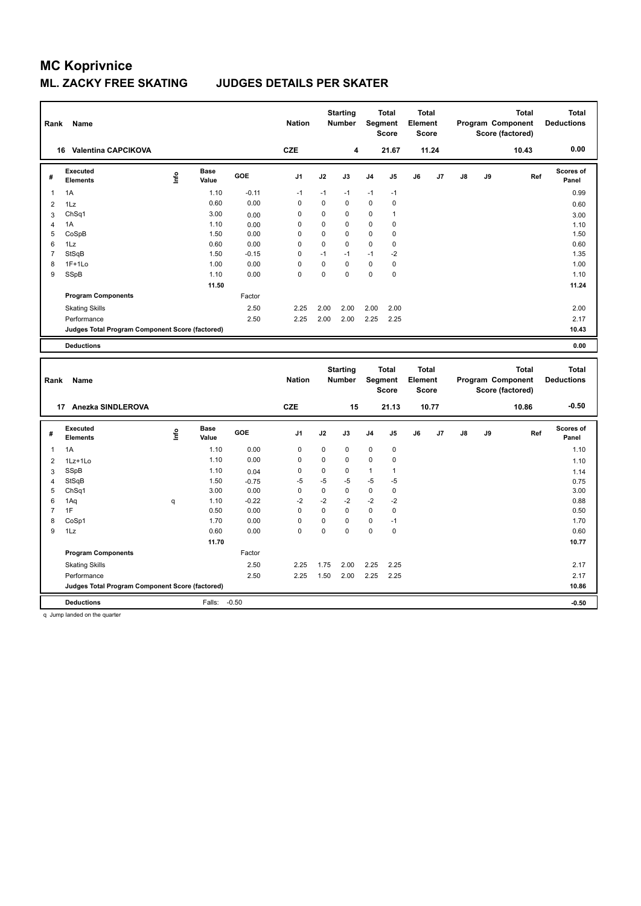# MC Koprivnice

## ML. ZACKY FREE SKATING JUDGES DETAILS PER SKATER

| Rank | Name | Nation | Starting Number | Total Segment Score | Total Element Score | Total Program Component Score (factored) | Total Deductions |
|---|---|---|---|---|---|---|---|
| 16 | Valentina CAPCIKOVA | CZE | 4 | 21.67 | 11.24 | 10.43 | 0.00 |

| # | Executed Elements | Info | Base Value | GOE | J1 | J2 | J3 | J4 | J5 | J6 | J7 | J8 | J9 | Ref | Scores of Panel |
|---|---|---|---|---|---|---|---|---|---|---|---|---|---|---|---|
| 1 | 1A | | 1.10 | -0.11 | -1 | -1 | -1 | -1 | -1 | | | | | | 0.99 |
| 2 | 1Lz | | 0.60 | 0.00 | 0 | 0 | 0 | 0 | 0 | | | | | | 0.60 |
| 3 | ChSq1 | | 3.00 | 0.00 | 0 | 0 | 0 | 0 | 1 | | | | | | 3.00 |
| 4 | 1A | | 1.10 | 0.00 | 0 | 0 | 0 | 0 | 0 | | | | | | 1.10 |
| 5 | CoSpB | | 1.50 | 0.00 | 0 | 0 | 0 | 0 | 0 | | | | | | 1.50 |
| 6 | 1Lz | | 0.60 | 0.00 | 0 | 0 | 0 | 0 | 0 | | | | | | 0.60 |
| 7 | StSqB | | 1.50 | -0.15 | 0 | -1 | -1 | -1 | -2 | | | | | | 1.35 |
| 8 | 1F+1Lo | | 1.00 | 0.00 | 0 | 0 | 0 | 0 | 0 | | | | | | 1.00 |
| 9 | SSpB | | 1.10 | 0.00 | 0 | 0 | 0 | 0 | 0 | | | | | | 1.10 |
| | | | 11.50 | | | | | | | | | | | | 11.24 |
| | **Program Components** | | | Factor | | | | | | | | | | | |
| | Skating Skills | | | 2.50 | 2.25 | 2.00 | 2.00 | 2.00 | 2.00 | | | | | | 2.00 |
| | Performance | | | 2.50 | 2.25 | 2.00 | 2.00 | 2.25 | 2.25 | | | | | | 2.17 |
| | **Judges Total Program Component Score (factored)** | | | | | | | | | | | | | | 10.43 |
| | **Deductions** | | | | | | | | | | | | | | 0.00 |

| Rank | Name | Nation | Starting Number | Total Segment Score | Total Element Score | Total Program Component Score (factored) | Total Deductions |
|---|---|---|---|---|---|---|---|
| 17 | Anezka SINDLEROVA | CZE | 15 | 21.13 | 10.77 | 10.86 | -0.50 |

| # | Executed Elements | Info | Base Value | GOE | J1 | J2 | J3 | J4 | J5 | J6 | J7 | J8 | J9 | Ref | Scores of Panel |
|---|---|---|---|---|---|---|---|---|---|---|---|---|---|---|---|
| 1 | 1A | | 1.10 | 0.00 | 0 | 0 | 0 | 0 | 0 | | | | | | 1.10 |
| 2 | 1Lz+1Lo | | 1.10 | 0.00 | 0 | 0 | 0 | 0 | 0 | | | | | | 1.10 |
| 3 | SSpB | | 1.10 | 0.04 | 0 | 0 | 0 | 1 | 1 | | | | | | 1.14 |
| 4 | StSqB | | 1.50 | -0.75 | -5 | -5 | -5 | -5 | -5 | | | | | | 0.75 |
| 5 | ChSq1 | | 3.00 | 0.00 | 0 | 0 | 0 | 0 | 0 | | | | | | 3.00 |
| 6 | 1Aq | q | 1.10 | -0.22 | -2 | -2 | -2 | -2 | -2 | | | | | | 0.88 |
| 7 | 1F | | 0.50 | 0.00 | 0 | 0 | 0 | 0 | 0 | | | | | | 0.50 |
| 8 | CoSp1 | | 1.70 | 0.00 | 0 | 0 | 0 | 0 | -1 | | | | | | 1.70 |
| 9 | 1Lz | | 0.60 | 0.00 | 0 | 0 | 0 | 0 | 0 | | | | | | 0.60 |
| | | | 11.70 | | | | | | | | | | | | 10.77 |
| | **Program Components** | | | Factor | | | | | | | | | | | |
| | Skating Skills | | | 2.50 | 2.25 | 1.75 | 2.00 | 2.25 | 2.25 | | | | | | 2.17 |
| | Performance | | | 2.50 | 2.25 | 1.50 | 2.00 | 2.25 | 2.25 | | | | | | 2.17 |
| | **Judges Total Program Component Score (factored)** | | | | | | | | | | | | | | 10.86 |
| | **Deductions** | | Falls: | -0.50 | | | | | | | | | | | -0.50 |

q Jump landed on the quarter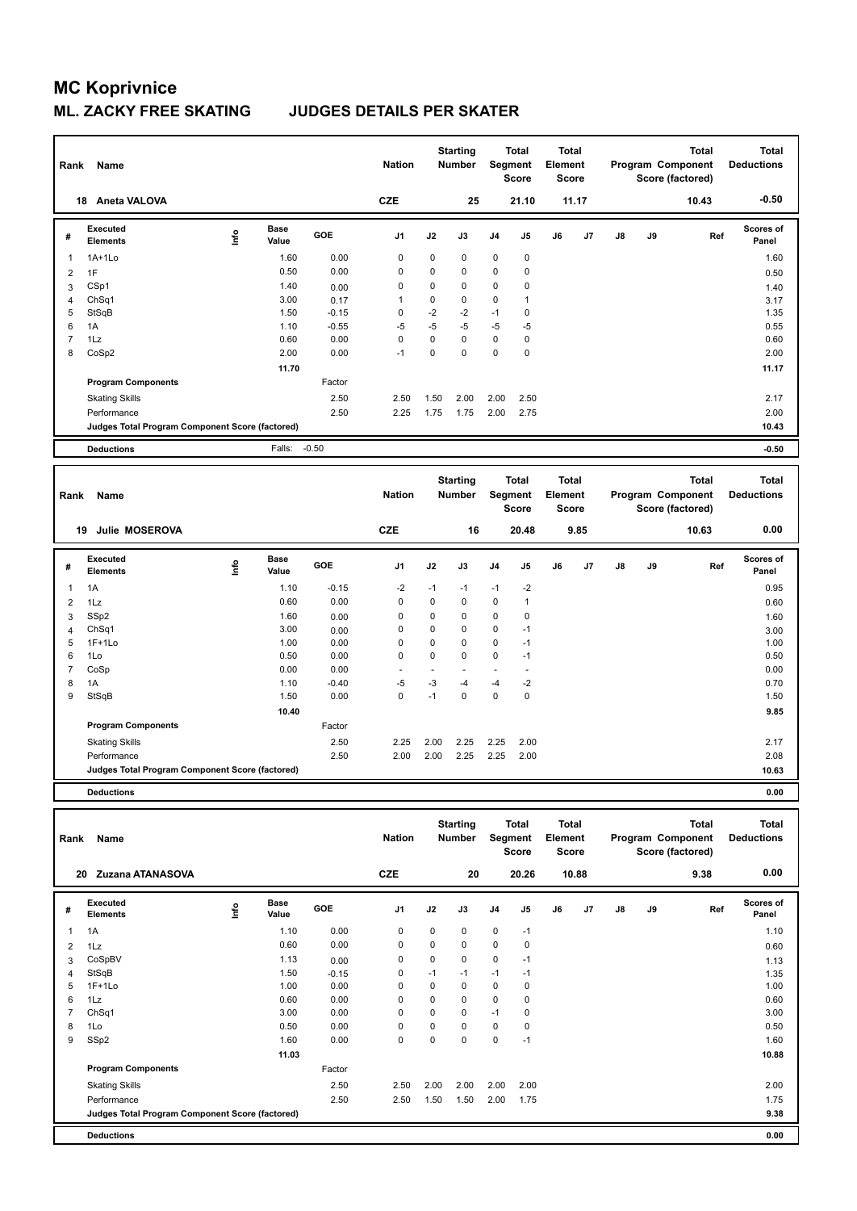# MC Koprivnice

## ML. ZACKY FREE SKATING JUDGES DETAILS PER SKATER

| Rank | Name | Nation | Starting Number | Total Segment Score | Total Element Score | Total Program Component Score (factored) | Total Deductions |
|---|---|---|---|---|---|---|---|
| 18 | Aneta VALOVA | CZE | 25 | 21.10 | 11.17 | 10.43 | -0.50 |

| # | Executed Elements | Info | Base Value | GOE | J1 | J2 | J3 | J4 | J5 | J6 | J7 | J8 | J9 | Ref | Scores of Panel |
|---|---|---|---|---|---|---|---|---|---|---|---|---|---|---|---|
| 1 | 1A+1Lo | | 1.60 | 0.00 | 0 | 0 | 0 | 0 | 0 | | | | | | 1.60 |
| 2 | 1F | | 0.50 | 0.00 | 0 | 0 | 0 | 0 | 0 | | | | | | 0.50 |
| 3 | CSp1 | | 1.40 | 0.00 | 0 | 0 | 0 | 0 | 0 | | | | | | 1.40 |
| 4 | ChSq1 | | 3.00 | 0.17 | 1 | 0 | 0 | 0 | 1 | | | | | | 3.17 |
| 5 | StSqB | | 1.50 | -0.15 | 0 | -2 | -2 | -1 | 0 | | | | | | 1.35 |
| 6 | 1A | | 1.10 | -0.55 | -5 | -5 | -5 | -5 | -5 | | | | | | 0.55 |
| 7 | 1Lz | | 0.60 | 0.00 | 0 | 0 | 0 | 0 | 0 | | | | | | 0.60 |
| 8 | CoSp2 | | 2.00 | 0.00 | -1 | 0 | 0 | 0 | 0 | | | | | | 2.00 |
| | | | 11.70 | | | | | | | | | | | | 11.17 |
| | Program Components | | | Factor | | | | | | | | | | | |
| | Skating Skills | | | 2.50 | 2.50 | 1.50 | 2.00 | 2.00 | 2.50 | | | | | | 2.17 |
| | Performance | | | 2.50 | 2.25 | 1.75 | 1.75 | 2.00 | 2.75 | | | | | | 2.00 |
| | Judges Total Program Component Score (factored) | | | | | | | | | | | | | | 10.43 |
| | Deductions | | Falls: | -0.50 | | | | | | | | | | | -0.50 |

| Rank | Name | Nation | Starting Number | Total Segment Score | Total Element Score | Total Program Component Score (factored) | Total Deductions |
|---|---|---|---|---|---|---|---|
| 19 | Julie MOSEROVA | CZE | 16 | 20.48 | 9.85 | 10.63 | 0.00 |

| # | Executed Elements | Info | Base Value | GOE | J1 | J2 | J3 | J4 | J5 | J6 | J7 | J8 | J9 | Ref | Scores of Panel |
|---|---|---|---|---|---|---|---|---|---|---|---|---|---|---|---|
| 1 | 1A | | 1.10 | -0.15 | -2 | -1 | -1 | -1 | -2 | | | | | | 0.95 |
| 2 | 1Lz | | 0.60 | 0.00 | 0 | 0 | 0 | 0 | 1 | | | | | | 0.60 |
| 3 | SSp2 | | 1.60 | 0.00 | 0 | 0 | 0 | 0 | 0 | | | | | | 1.60 |
| 4 | ChSq1 | | 3.00 | 0.00 | 0 | 0 | 0 | 0 | -1 | | | | | | 3.00 |
| 5 | 1F+1Lo | | 1.00 | 0.00 | 0 | 0 | 0 | 0 | -1 | | | | | | 1.00 |
| 6 | 1Lo | | 0.50 | 0.00 | 0 | 0 | 0 | 0 | -1 | | | | | | 0.50 |
| 7 | CoSp | | 0.00 | 0.00 | - | - | - | - | - | | | | | | 0.00 |
| 8 | 1A | | 1.10 | -0.40 | -5 | -3 | -4 | -4 | -2 | | | | | | 0.70 |
| 9 | StSqB | | 1.50 | 0.00 | 0 | -1 | 0 | 0 | 0 | | | | | | 1.50 |
| | | | 10.40 | | | | | | | | | | | | 9.85 |
| | Program Components | | | Factor | | | | | | | | | | | |
| | Skating Skills | | | 2.50 | 2.25 | 2.00 | 2.25 | 2.25 | 2.00 | | | | | | 2.17 |
| | Performance | | | 2.50 | 2.00 | 2.00 | 2.25 | 2.25 | 2.00 | | | | | | 2.08 |
| | Judges Total Program Component Score (factored) | | | | | | | | | | | | | | 10.63 |
| | Deductions | | | | | | | | | | | | | | 0.00 |

| Rank | Name | Nation | Starting Number | Total Segment Score | Total Element Score | Total Program Component Score (factored) | Total Deductions |
|---|---|---|---|---|---|---|---|
| 20 | Zuzana ATANASOVA | CZE | 20 | 20.26 | 10.88 | 9.38 | 0.00 |

| # | Executed Elements | Info | Base Value | GOE | J1 | J2 | J3 | J4 | J5 | J6 | J7 | J8 | J9 | Ref | Scores of Panel |
|---|---|---|---|---|---|---|---|---|---|---|---|---|---|---|---|
| 1 | 1A | | 1.10 | 0.00 | 0 | 0 | 0 | 0 | -1 | | | | | | 1.10 |
| 2 | 1Lz | | 0.60 | 0.00 | 0 | 0 | 0 | 0 | 0 | | | | | | 0.60 |
| 3 | CoSpBV | | 1.13 | 0.00 | 0 | 0 | 0 | 0 | -1 | | | | | | 1.13 |
| 4 | StSqB | | 1.50 | -0.15 | 0 | -1 | -1 | -1 | -1 | | | | | | 1.35 |
| 5 | 1F+1Lo | | 1.00 | 0.00 | 0 | 0 | 0 | 0 | 0 | | | | | | 1.00 |
| 6 | 1Lz | | 0.60 | 0.00 | 0 | 0 | 0 | 0 | 0 | | | | | | 0.60 |
| 7 | ChSq1 | | 3.00 | 0.00 | 0 | 0 | 0 | -1 | 0 | | | | | | 3.00 |
| 8 | 1Lo | | 0.50 | 0.00 | 0 | 0 | 0 | 0 | 0 | | | | | | 0.50 |
| 9 | SSp2 | | 1.60 | 0.00 | 0 | 0 | 0 | 0 | -1 | | | | | | 1.60 |
| | | | 11.03 | | | | | | | | | | | | 10.88 |
| | Program Components | | | Factor | | | | | | | | | | | |
| | Skating Skills | | | 2.50 | 2.50 | 2.00 | 2.00 | 2.00 | 2.00 | | | | | | 2.00 |
| | Performance | | | 2.50 | 2.50 | 1.50 | 1.50 | 2.00 | 1.75 | | | | | | 1.75 |
| | Judges Total Program Component Score (factored) | | | | | | | | | | | | | | 9.38 |
| | Deductions | | | | | | | | | | | | | | 0.00 |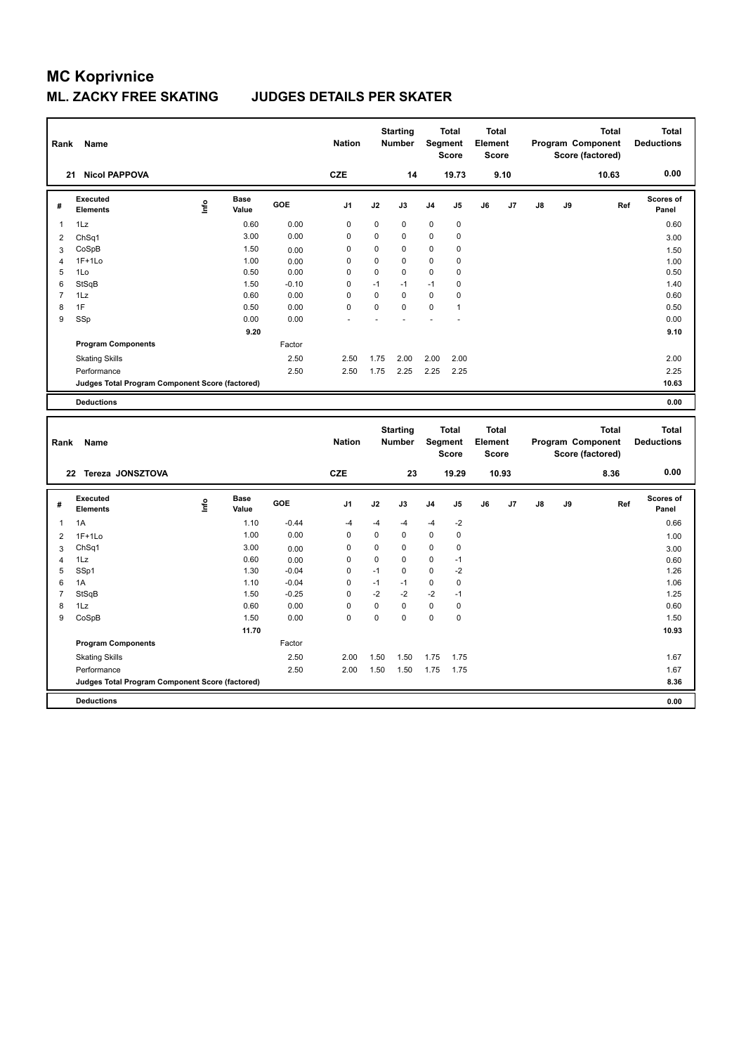# MC Koprivnice

## ML. ZACKY FREE SKATING JUDGES DETAILS PER SKATER

| Rank | Name | Nation | Starting Number | Total Segment Score | Total Element Score | Total Program Component Score (factored) | Total Deductions |
|---|---|---|---|---|---|---|---|
| 21 | Nicol PAPPOVA | CZE | 14 | 19.73 | 9.10 | 10.63 | 0.00 |

| # | Executed Elements | Info | Base Value | GOE | J1 | J2 | J3 | J4 | J5 | J6 | J7 | J8 | J9 | Ref | Scores of Panel |
|---|---|---|---|---|---|---|---|---|---|---|---|---|---|---|---|
| 1 | 1Lz | | 0.60 | 0.00 | 0 | 0 | 0 | 0 | 0 | | | | | | 0.60 |
| 2 | ChSq1 | | 3.00 | 0.00 | 0 | 0 | 0 | 0 | 0 | | | | | | 3.00 |
| 3 | CoSpB | | 1.50 | 0.00 | 0 | 0 | 0 | 0 | 0 | | | | | | 1.50 |
| 4 | 1F+1Lo | | 1.00 | 0.00 | 0 | 0 | 0 | 0 | 0 | | | | | | 1.00 |
| 5 | 1Lo | | 0.50 | 0.00 | 0 | 0 | 0 | 0 | 0 | | | | | | 0.50 |
| 6 | StSqB | | 1.50 | -0.10 | 0 | -1 | -1 | -1 | 0 | | | | | | 1.40 |
| 7 | 1Lz | | 0.60 | 0.00 | 0 | 0 | 0 | 0 | 0 | | | | | | 0.60 |
| 8 | 1F | | 0.50 | 0.00 | 0 | 0 | 0 | 0 | 1 | | | | | | 0.50 |
| 9 | SSp | | 0.00 | 0.00 | - | - | - | - | - | | | | | | 0.00 |
| | | | 9.20 | | | | | | | | | | | | 9.10 |
| | **Program Components** | | | Factor | | | | | | | | | | | |
| | Skating Skills | | | 2.50 | 2.50 | 1.75 | 2.00 | 2.00 | 2.00 | | | | | | 2.00 |
| | Performance | | | 2.50 | 2.50 | 1.75 | 2.25 | 2.25 | 2.25 | | | | | | 2.25 |
| | **Judges Total Program Component Score (factored)** | | | | | | | | | | | | | | 10.63 |
| | **Deductions** | | | | | | | | | | | | | | 0.00 |

| Rank | Name | Nation | Starting Number | Total Segment Score | Total Element Score | Total Program Component Score (factored) | Total Deductions |
|---|---|---|---|---|---|---|---|
| 22 | Tereza JONSZTOVA | CZE | 23 | 19.29 | 10.93 | 8.36 | 0.00 |

| # | Executed Elements | Info | Base Value | GOE | J1 | J2 | J3 | J4 | J5 | J6 | J7 | J8 | J9 | Ref | Scores of Panel |
|---|---|---|---|---|---|---|---|---|---|---|---|---|---|---|---|
| 1 | 1A | | 1.10 | -0.44 | -4 | -4 | -4 | -4 | -2 | | | | | | 0.66 |
| 2 | 1F+1Lo | | 1.00 | 0.00 | 0 | 0 | 0 | 0 | 0 | | | | | | 1.00 |
| 3 | ChSq1 | | 3.00 | 0.00 | 0 | 0 | 0 | 0 | 0 | | | | | | 3.00 |
| 4 | 1Lz | | 0.60 | 0.00 | 0 | 0 | 0 | 0 | -1 | | | | | | 0.60 |
| 5 | SSp1 | | 1.30 | -0.04 | 0 | -1 | 0 | 0 | -2 | | | | | | 1.26 |
| 6 | 1A | | 1.10 | -0.04 | 0 | -1 | -1 | 0 | 0 | | | | | | 1.06 |
| 7 | StSqB | | 1.50 | -0.25 | 0 | -2 | -2 | -2 | -1 | | | | | | 1.25 |
| 8 | 1Lz | | 0.60 | 0.00 | 0 | 0 | 0 | 0 | 0 | | | | | | 0.60 |
| 9 | CoSpB | | 1.50 | 0.00 | 0 | 0 | 0 | 0 | 0 | | | | | | 1.50 |
| | | | 11.70 | | | | | | | | | | | | 10.93 |
| | **Program Components** | | | Factor | | | | | | | | | | | |
| | Skating Skills | | | 2.50 | 2.00 | 1.50 | 1.50 | 1.75 | 1.75 | | | | | | 1.67 |
| | Performance | | | 2.50 | 2.00 | 1.50 | 1.50 | 1.75 | 1.75 | | | | | | 1.67 |
| | **Judges Total Program Component Score (factored)** | | | | | | | | | | | | | | 8.36 |
| | **Deductions** | | | | | | | | | | | | | | 0.00 |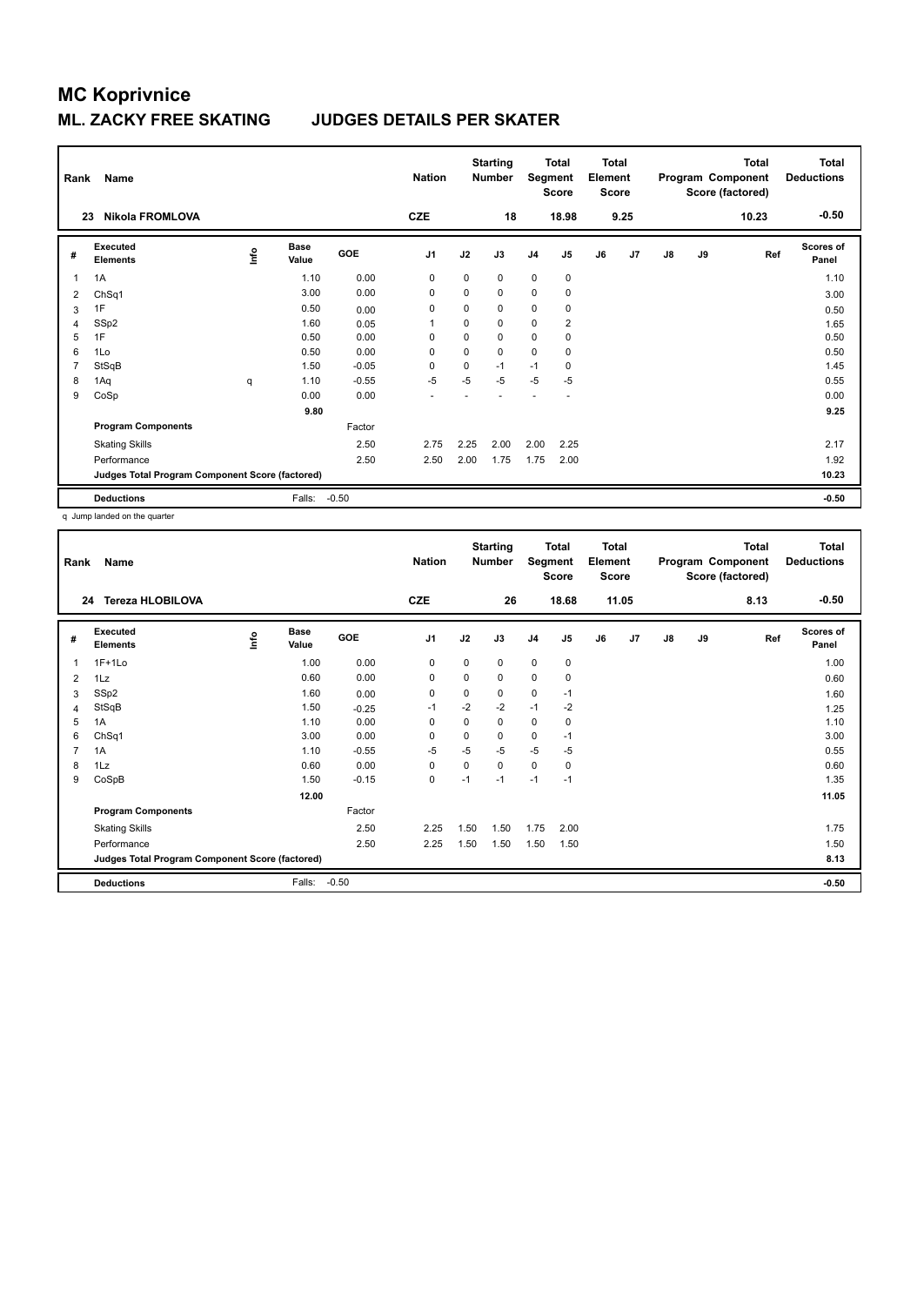# MC Koprivnice

## ML. ZACKY FREE SKATING JUDGES DETAILS PER SKATER

| Rank | Name | Nation | Starting Number | Total Segment Score | Total Element Score | Total Program Component Score (factored) | Total Deductions |
|---|---|---|---|---|---|---|---|
| 23 | Nikola FROMLOVA | CZE | 18 | 18.98 | 9.25 | 10.23 | -0.50 |

| # | Executed Elements | Info | Base Value | GOE | J1 | J2 | J3 | J4 | J5 | J6 | J7 | J8 | J9 | Ref | Scores of Panel |
|---|---|---|---|---|---|---|---|---|---|---|---|---|---|---|---|
| 1 | 1A | | 1.10 | 0.00 | 0 | 0 | 0 | 0 | 0 | | | | | | 1.10 |
| 2 | ChSq1 | | 3.00 | 0.00 | 0 | 0 | 0 | 0 | 0 | | | | | | 3.00 |
| 3 | 1F | | 0.50 | 0.00 | 0 | 0 | 0 | 0 | 0 | | | | | | 0.50 |
| 4 | SSp2 | | 1.60 | 0.05 | 1 | 0 | 0 | 0 | 2 | | | | | | 1.65 |
| 5 | 1F | | 0.50 | 0.00 | 0 | 0 | 0 | 0 | 0 | | | | | | 0.50 |
| 6 | 1Lo | | 0.50 | 0.00 | 0 | 0 | 0 | 0 | 0 | | | | | | 0.50 |
| 7 | StSqB | | 1.50 | -0.05 | 0 | 0 | -1 | -1 | 0 | | | | | | 1.45 |
| 8 | 1Aq | q | 1.10 | -0.55 | -5 | -5 | -5 | -5 | -5 | | | | | | 0.55 |
| 9 | CoSp | | 0.00 | 0.00 | - | - | - | - | - | | | | | | 0.00 |
| | | | 9.80 | | | | | | | | | | | | 9.25 |
| | **Program Components** | | | Factor | | | | | | | | | | | |
| | Skating Skills | | | 2.50 | 2.75 | 2.25 | 2.00 | 2.00 | 2.25 | | | | | | 2.17 |
| | Performance | | | 2.50 | 2.50 | 2.00 | 1.75 | 1.75 | 2.00 | | | | | | 1.92 |
| | **Judges Total Program Component Score (factored)** | | | | | | | | | | | | | | 10.23 |
| | **Deductions** | | Falls: | -0.50 | | | | | | | | | | | -0.50 |

q Jump landed on the quarter

| Rank | Name | Nation | Starting Number | Total Segment Score | Total Element Score | Total Program Component Score (factored) | Total Deductions |
|---|---|---|---|---|---|---|---|
| 24 | Tereza HLOBILOVA | CZE | 26 | 18.68 | 11.05 | 8.13 | -0.50 |

| # | Executed Elements | Info | Base Value | GOE | J1 | J2 | J3 | J4 | J5 | J6 | J7 | J8 | J9 | Ref | Scores of Panel |
|---|---|---|---|---|---|---|---|---|---|---|---|---|---|---|---|
| 1 | 1F+1Lo | | 1.00 | 0.00 | 0 | 0 | 0 | 0 | 0 | | | | | | 1.00 |
| 2 | 1Lz | | 0.60 | 0.00 | 0 | 0 | 0 | 0 | 0 | | | | | | 0.60 |
| 3 | SSp2 | | 1.60 | 0.00 | 0 | 0 | 0 | 0 | -1 | | | | | | 1.60 |
| 4 | StSqB | | 1.50 | -0.25 | -1 | -2 | -2 | -1 | -2 | | | | | | 1.25 |
| 5 | 1A | | 1.10 | 0.00 | 0 | 0 | 0 | 0 | 0 | | | | | | 1.10 |
| 6 | ChSq1 | | 3.00 | 0.00 | 0 | 0 | 0 | 0 | -1 | | | | | | 3.00 |
| 7 | 1A | | 1.10 | -0.55 | -5 | -5 | -5 | -5 | -5 | | | | | | 0.55 |
| 8 | 1Lz | | 0.60 | 0.00 | 0 | 0 | 0 | 0 | 0 | | | | | | 0.60 |
| 9 | CoSpB | | 1.50 | -0.15 | 0 | -1 | -1 | -1 | -1 | | | | | | 1.35 |
| | | | 12.00 | | | | | | | | | | | | 11.05 |
| | **Program Components** | | | Factor | | | | | | | | | | | |
| | Skating Skills | | | 2.50 | 2.25 | 1.50 | 1.50 | 1.75 | 2.00 | | | | | | 1.75 |
| | Performance | | | 2.50 | 2.25 | 1.50 | 1.50 | 1.50 | 1.50 | | | | | | 1.50 |
| | **Judges Total Program Component Score (factored)** | | | | | | | | | | | | | | 8.13 |
| | **Deductions** | | Falls: | -0.50 | | | | | | | | | | | -0.50 |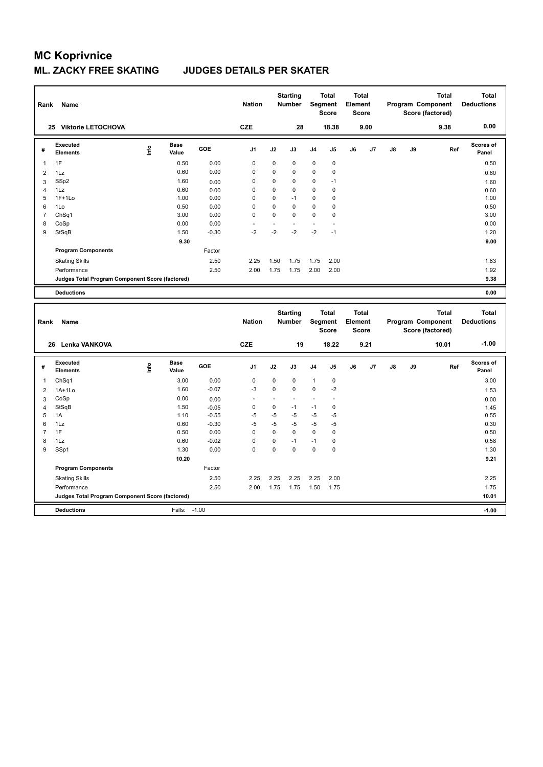# MC Koprivnice

## ML. ZACKY FREE SKATING JUDGES DETAILS PER SKATER

| Rank | Name | Nation | Starting Number | Total Segment Score | Total Element Score | Total Program Component Score (factored) | Total Deductions |
|---|---|---|---|---|---|---|---|
| 25 | Viktorie LETOCHOVA | CZE | 28 | 18.38 | 9.00 | 9.38 | 0.00 |

| # | Executed Elements | Info | Base Value | GOE | J1 | J2 | J3 | J4 | J5 | J6 | J7 | J8 | J9 | Ref | Scores of Panel |
|---|---|---|---|---|---|---|---|---|---|---|---|---|---|---|---|
| 1 | 1F | | 0.50 | 0.00 | 0 | 0 | 0 | 0 | 0 | | | | | | 0.50 |
| 2 | 1Lz | | 0.60 | 0.00 | 0 | 0 | 0 | 0 | 0 | | | | | | 0.60 |
| 3 | SSp2 | | 1.60 | 0.00 | 0 | 0 | 0 | 0 | -1 | | | | | | 1.60 |
| 4 | 1Lz | | 0.60 | 0.00 | 0 | 0 | 0 | 0 | 0 | | | | | | 0.60 |
| 5 | 1F+1Lo | | 1.00 | 0.00 | 0 | 0 | -1 | 0 | 0 | | | | | | 1.00 |
| 6 | 1Lo | | 0.50 | 0.00 | 0 | 0 | 0 | 0 | 0 | | | | | | 0.50 |
| 7 | ChSq1 | | 3.00 | 0.00 | 0 | 0 | 0 | 0 | 0 | | | | | | 3.00 |
| 8 | CoSp | | 0.00 | 0.00 | - | - | - | - | - | | | | | | 0.00 |
| 9 | StSqB | | 1.50 | -0.30 | -2 | -2 | -2 | -2 | -1 | | | | | | 1.20 |
| | | | 9.30 | | | | | | | | | | | | 9.00 |
| | **Program Components** | | | Factor | | | | | | | | | | | |
| | Skating Skills | | | 2.50 | 2.25 | 1.50 | 1.75 | 1.75 | 2.00 | | | | | | 1.83 |
| | Performance | | | 2.50 | 2.00 | 1.75 | 1.75 | 2.00 | 2.00 | | | | | | 1.92 |
| | **Judges Total Program Component Score (factored)** | | | | | | | | | | | | | | 9.38 |
| | **Deductions** | | | | | | | | | | | | | | 0.00 |

| Rank | Name | Nation | Starting Number | Total Segment Score | Total Element Score | Total Program Component Score (factored) | Total Deductions |
|---|---|---|---|---|---|---|---|
| 26 | Lenka VANKOVA | CZE | 19 | 18.22 | 9.21 | 10.01 | -1.00 |

| # | Executed Elements | Info | Base Value | GOE | J1 | J2 | J3 | J4 | J5 | J6 | J7 | J8 | J9 | Ref | Scores of Panel |
|---|---|---|---|---|---|---|---|---|---|---|---|---|---|---|---|
| 1 | ChSq1 | | 3.00 | 0.00 | 0 | 0 | 0 | 1 | 0 | | | | | | 3.00 |
| 2 | 1A+1Lo | | 1.60 | -0.07 | -3 | 0 | 0 | 0 | -2 | | | | | | 1.53 |
| 3 | CoSp | | 0.00 | 0.00 | - | - | - | - | - | | | | | | 0.00 |
| 4 | StSqB | | 1.50 | -0.05 | 0 | 0 | -1 | -1 | 0 | | | | | | 1.45 |
| 5 | 1A | | 1.10 | -0.55 | -5 | -5 | -5 | -5 | -5 | | | | | | 0.55 |
| 6 | 1Lz | | 0.60 | -0.30 | -5 | -5 | -5 | -5 | -5 | | | | | | 0.30 |
| 7 | 1F | | 0.50 | 0.00 | 0 | 0 | 0 | 0 | 0 | | | | | | 0.50 |
| 8 | 1Lz | | 0.60 | -0.02 | 0 | 0 | -1 | -1 | 0 | | | | | | 0.58 |
| 9 | SSp1 | | 1.30 | 0.00 | 0 | 0 | 0 | 0 | 0 | | | | | | 1.30 |
| | | | 10.20 | | | | | | | | | | | | 9.21 |
| | **Program Components** | | | Factor | | | | | | | | | | | |
| | Skating Skills | | | 2.50 | 2.25 | 2.25 | 2.25 | 2.25 | 2.00 | | | | | | 2.25 |
| | Performance | | | 2.50 | 2.00 | 1.75 | 1.75 | 1.50 | 1.75 | | | | | | 1.75 |
| | **Judges Total Program Component Score (factored)** | | | | | | | | | | | | | | 10.01 |
| | **Deductions** | | Falls: | -1.00 | | | | | | | | | | | -1.00 |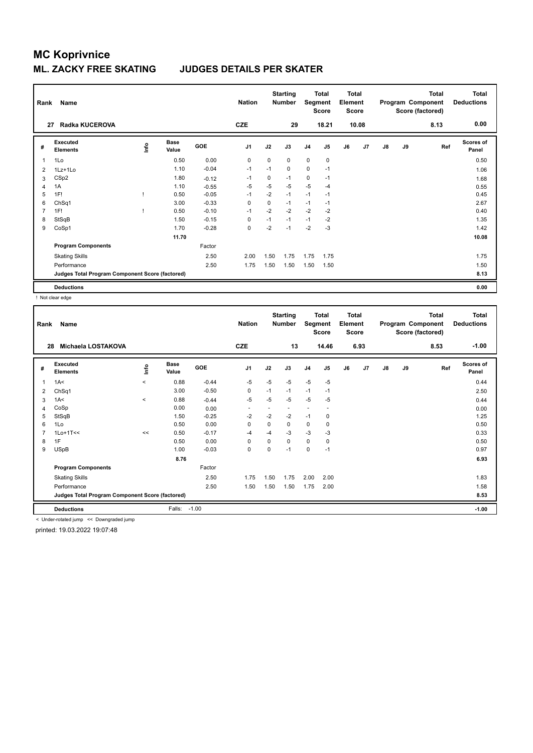# MC Koprivnice

## ML. ZACKY FREE SKATING JUDGES DETAILS PER SKATER

| Rank | Name | Nation | Starting Number | Total Segment Score | Total Element Score | Total Program Component Score (factored) | Total Deductions |
|---|---|---|---|---|---|---|---|
| 27 | Radka KUCEROVA | CZE | 29 | 18.21 | 10.08 | 8.13 | 0.00 |

| # | Executed Elements | Info | Base Value | GOE | J1 | J2 | J3 | J4 | J5 | J6 | J7 | J8 | J9 | Ref | Scores of Panel |
|---|---|---|---|---|---|---|---|---|---|---|---|---|---|---|---|
| 1 | 1Lo | | 0.50 | 0.00 | 0 | 0 | 0 | 0 | 0 | | | | | | 0.50 |
| 2 | 1Lz+1Lo | | 1.10 | -0.04 | -1 | -1 | 0 | 0 | -1 | | | | | | 1.06 |
| 3 | CSp2 | | 1.80 | -0.12 | -1 | 0 | -1 | 0 | -1 | | | | | | 1.68 |
| 4 | 1A | | 1.10 | -0.55 | -5 | -5 | -5 | -5 | -4 | | | | | | 0.55 |
| 5 | 1F! | ! | 0.50 | -0.05 | -1 | -2 | -1 | -1 | -1 | | | | | | 0.45 |
| 6 | ChSq1 | | 3.00 | -0.33 | 0 | 0 | -1 | -1 | -1 | | | | | | 2.67 |
| 7 | 1F! | ! | 0.50 | -0.10 | -1 | -2 | -2 | -2 | -2 | | | | | | 0.40 |
| 8 | StSqB | | 1.50 | -0.15 | 0 | -1 | -1 | -1 | -2 | | | | | | 1.35 |
| 9 | CoSp1 | | 1.70 | -0.28 | 0 | -2 | -1 | -2 | -3 | | | | | | 1.42 |
| | | | 11.70 | | | | | | | | | | | | 10.08 |
| | **Program Components** | | | Factor | | | | | | | | | | | |
| | Skating Skills | | | 2.50 | 2.00 | 1.50 | 1.75 | 1.75 | 1.75 | | | | | | 1.75 |
| | Performance | | | 2.50 | 1.75 | 1.50 | 1.50 | 1.50 | 1.50 | | | | | | 1.50 |
| | **Judges Total Program Component Score (factored)** | | | | | | | | | | | | | | 8.13 |
| | **Deductions** | | | | | | | | | | | | | | 0.00 |

! Not clear edge

| Rank | Name | Nation | Starting Number | Total Segment Score | Total Element Score | Total Program Component Score (factored) | Total Deductions |
|---|---|---|---|---|---|---|---|
| 28 | Michaela LOSTAKOVA | CZE | 13 | 14.46 | 6.93 | 8.53 | -1.00 |

| # | Executed Elements | Info | Base Value | GOE | J1 | J2 | J3 | J4 | J5 | J6 | J7 | J8 | J9 | Ref | Scores of Panel |
|---|---|---|---|---|---|---|---|---|---|---|---|---|---|---|---|
| 1 | 1A< | < | 0.88 | -0.44 | -5 | -5 | -5 | -5 | -5 | | | | | | 0.44 |
| 2 | ChSq1 | | 3.00 | -0.50 | 0 | -1 | -1 | -1 | -1 | | | | | | 2.50 |
| 3 | 1A< | < | 0.88 | -0.44 | -5 | -5 | -5 | -5 | -5 | | | | | | 0.44 |
| 4 | CoSp | | 0.00 | 0.00 | - | - | - | - | - | | | | | | 0.00 |
| 5 | StSqB | | 1.50 | -0.25 | -2 | -2 | -2 | -1 | 0 | | | | | | 1.25 |
| 6 | 1Lo | | 0.50 | 0.00 | 0 | 0 | 0 | 0 | 0 | | | | | | 0.50 |
| 7 | 1Lo+1T<< | << | 0.50 | -0.17 | -4 | -4 | -3 | -3 | -3 | | | | | | 0.33 |
| 8 | 1F | | 0.50 | 0.00 | 0 | 0 | 0 | 0 | 0 | | | | | | 0.50 |
| 9 | USpB | | 1.00 | -0.03 | 0 | 0 | -1 | 0 | -1 | | | | | | 0.97 |
| | | | 8.76 | | | | | | | | | | | | 6.93 |
| | **Program Components** | | | Factor | | | | | | | | | | | |
| | Skating Skills | | | 2.50 | 1.75 | 1.50 | 1.75 | 2.00 | 2.00 | | | | | | 1.83 |
| | Performance | | | 2.50 | 1.50 | 1.50 | 1.50 | 1.75 | 2.00 | | | | | | 1.58 |
| | **Judges Total Program Component Score (factored)** | | | | | | | | | | | | | | 8.53 |
| | **Deductions** | | Falls: | -1.00 | | | | | | | | | | | -1.00 |

< Under-rotated jump << Downgraded jump

printed: 19.03.2022 19:07:48